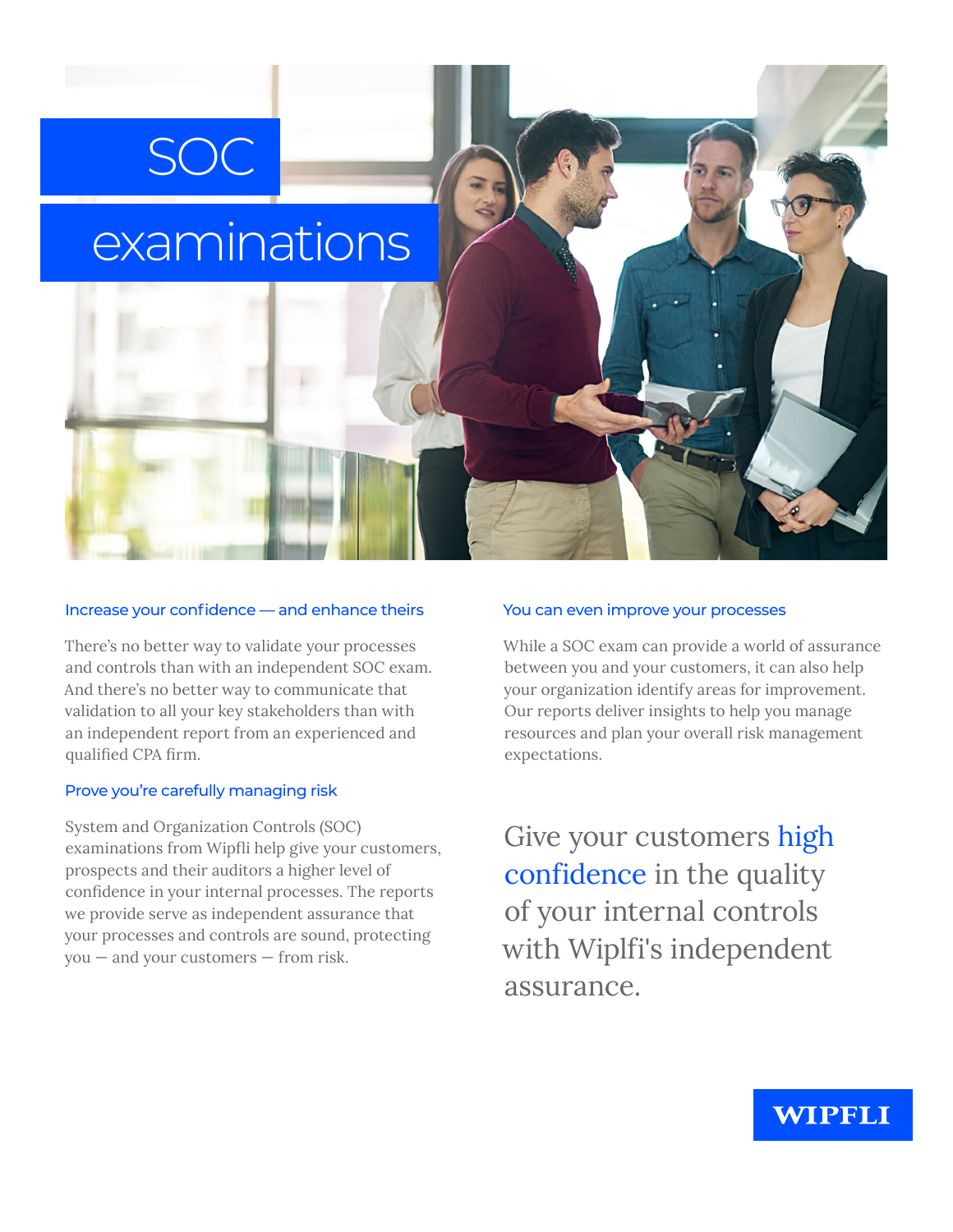# SOC examinations

## Increase your confidence — and enhance theirs

There's no better way to validate your processes and controls than with an independent SOC exam. And there's no better way to communicate that validation to all your key stakeholders than with an independent report from an experienced and qualified CPA firm.

## Prove you're carefully managing risk

System and Organization Controls (SOC) examinations from Wipfli help give your customers, prospects and their auditors a higher level of confidence in your internal processes. The reports we provide serve as independent assurance that your processes and controls are sound, protecting you — and your customers — from risk.

## You can even improve your processes

While a SOC exam can provide a world of assurance between you and your customers, it can also help your organization identify areas for improvement. Our reports deliver insights to help you manage resources and plan your overall risk management expectations.

> Give your customers **high confidence** in the quality of your internal controls with Wiplfi's independent assurance.

WIPFLI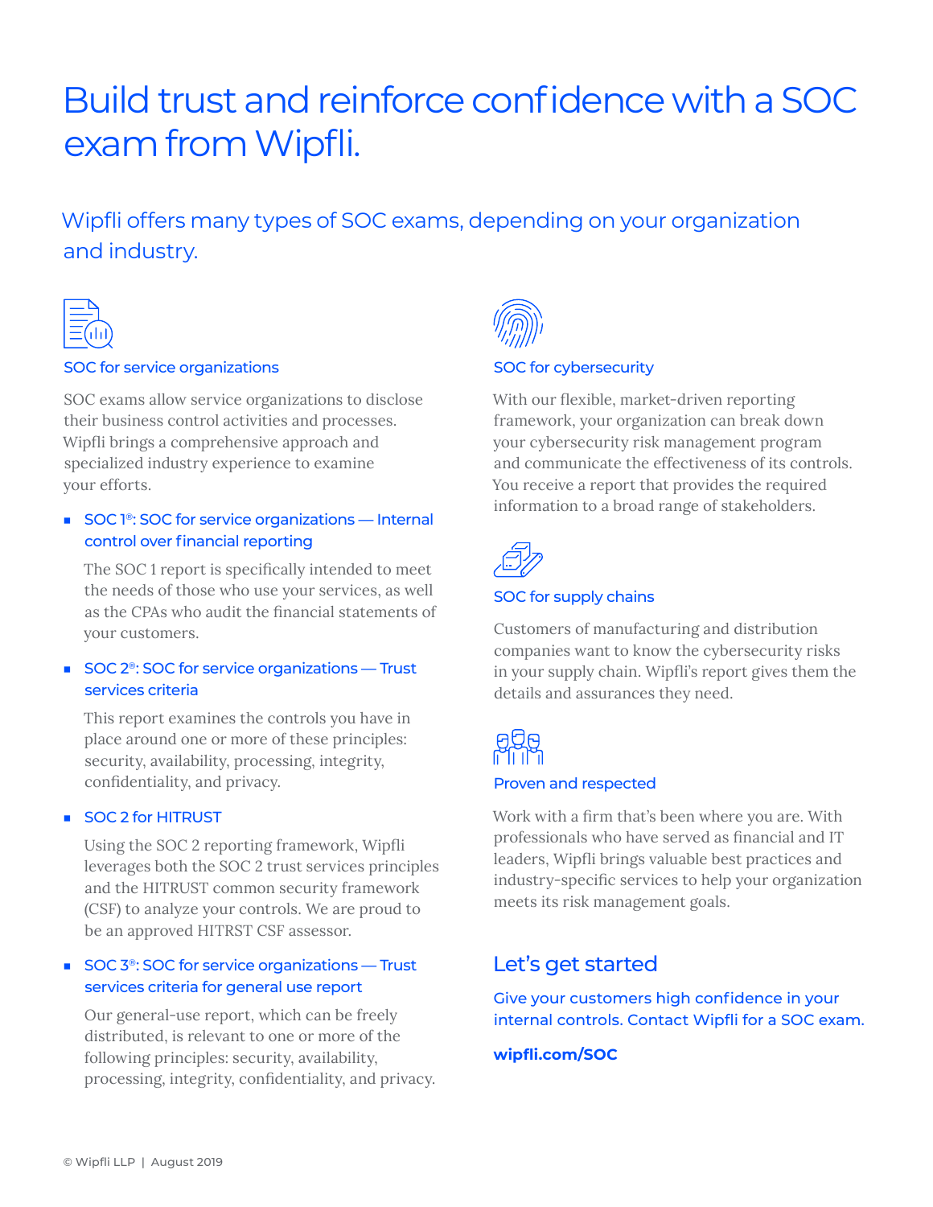# Build trust and reinforce confidence with a SOC exam from Wipfli.

## Wipfli offers many types of SOC exams, depending on your organization and industry.

### SOC for service organizations

SOC exams allow service organizations to disclose their business control activities and processes. Wipfli brings a comprehensive approach and specialized industry experience to examine your efforts.

- **SOC 1®: SOC for service organizations — Internal control over financial reporting**

  The SOC 1 report is specifically intended to meet the needs of those who use your services, as well as the CPAs who audit the financial statements of your customers.

- **SOC 2®: SOC for service organizations — Trust services criteria**

  This report examines the controls you have in place around one or more of these principles: security, availability, processing, integrity, confidentiality, and privacy.

- **SOC 2 for HITRUST**

  Using the SOC 2 reporting framework, Wipfli leverages both the SOC 2 trust services principles and the HITRUST common security framework (CSF) to analyze your controls. We are proud to be an approved HITRST CSF assessor.

- **SOC 3®: SOC for service organizations — Trust services criteria for general use report**

  Our general-use report, which can be freely distributed, is relevant to one or more of the following principles: security, availability, processing, integrity, confidentiality, and privacy.

### SOC for cybersecurity

With our flexible, market-driven reporting framework, your organization can break down your cybersecurity risk management program and communicate the effectiveness of its controls. You receive a report that provides the required information to a broad range of stakeholders.

### SOC for supply chains

Customers of manufacturing and distribution companies want to know the cybersecurity risks in your supply chain. Wipfli's report gives them the details and assurances they need.

### Proven and respected

Work with a firm that's been where you are. With professionals who have served as financial and IT leaders, Wipfli brings valuable best practices and industry-specific services to help your organization meets its risk management goals.

## Let's get started

Give your customers high confidence in your internal controls. Contact Wipfli for a SOC exam.

**wipfli.com/SOC**

© Wipfli LLP | August 2019